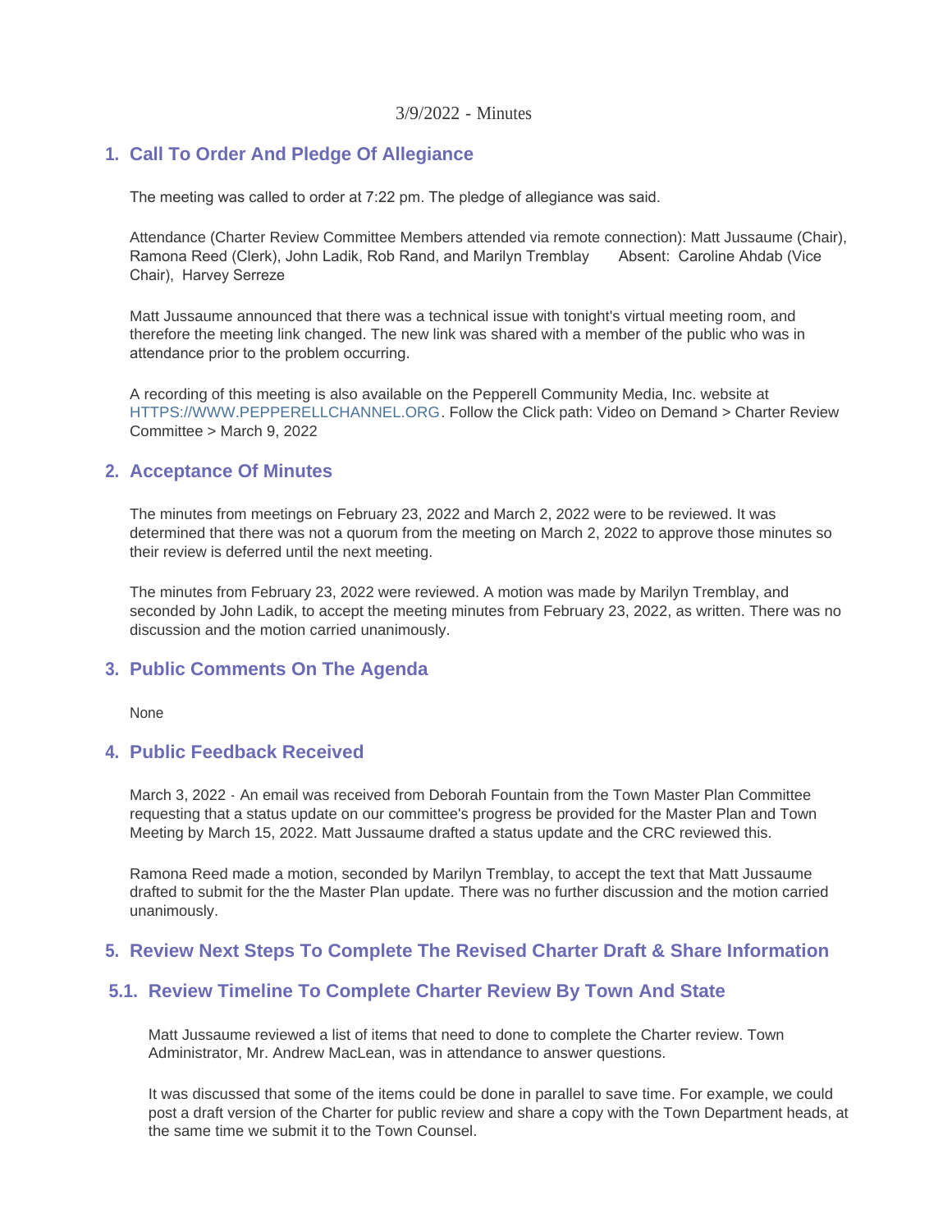3/9/2022 - Minutes

## 1. Call To Order And Pledge Of Allegiance

The meeting was called to order at 7:22 pm. The pledge of allegiance was said.

Attendance (Charter Review Committee Members attended via remote connection): Matt Jussaume (Chair), Ramona Reed (Clerk), John Ladik, Rob Rand, and Marilyn Tremblay   Absent: Caroline Ahdab (Vice Chair), Harvey Serreze

Matt Jussaume announced that there was a technical issue with tonight's virtual meeting room, and therefore the meeting link changed. The new link was shared with a member of the public who was in attendance prior to the problem occurring.

A recording of this meeting is also available on the Pepperell Community Media, Inc. website at HTTPS://WWW.PEPPERELLCHANNEL.ORG. Follow the Click path: Video on Demand > Charter Review Committee > March 9, 2022

## 2. Acceptance Of Minutes

The minutes from meetings on February 23, 2022 and March 2, 2022 were to be reviewed. It was determined that there was not a quorum from the meeting on March 2, 2022 to approve those minutes so their review is deferred until the next meeting.

The minutes from February 23, 2022 were reviewed. A motion was made by Marilyn Tremblay, and seconded by John Ladik, to accept the meeting minutes from February 23, 2022, as written. There was no discussion and the motion carried unanimously.

## 3. Public Comments On The Agenda

None

## 4. Public Feedback Received

March 3, 2022 - An email was received from Deborah Fountain from the Town Master Plan Committee requesting that a status update on our committee's progress be provided for the Master Plan and Town Meeting by March 15, 2022. Matt Jussaume drafted a status update and the CRC reviewed this.

Ramona Reed made a motion, seconded by Marilyn Tremblay, to accept the text that Matt Jussaume drafted to submit for the the Master Plan update. There was no further discussion and the motion carried unanimously.

## 5. Review Next Steps To Complete The Revised Charter Draft & Share Information

### 5.1. Review Timeline To Complete Charter Review By Town And State

Matt Jussaume reviewed a list of items that need to done to complete the Charter review. Town Administrator, Mr. Andrew MacLean, was in attendance to answer questions.

It was discussed that some of the items could be done in parallel to save time. For example, we could post a draft version of the Charter for public review and share a copy with the Town Department heads, at the same time we submit it to the Town Counsel.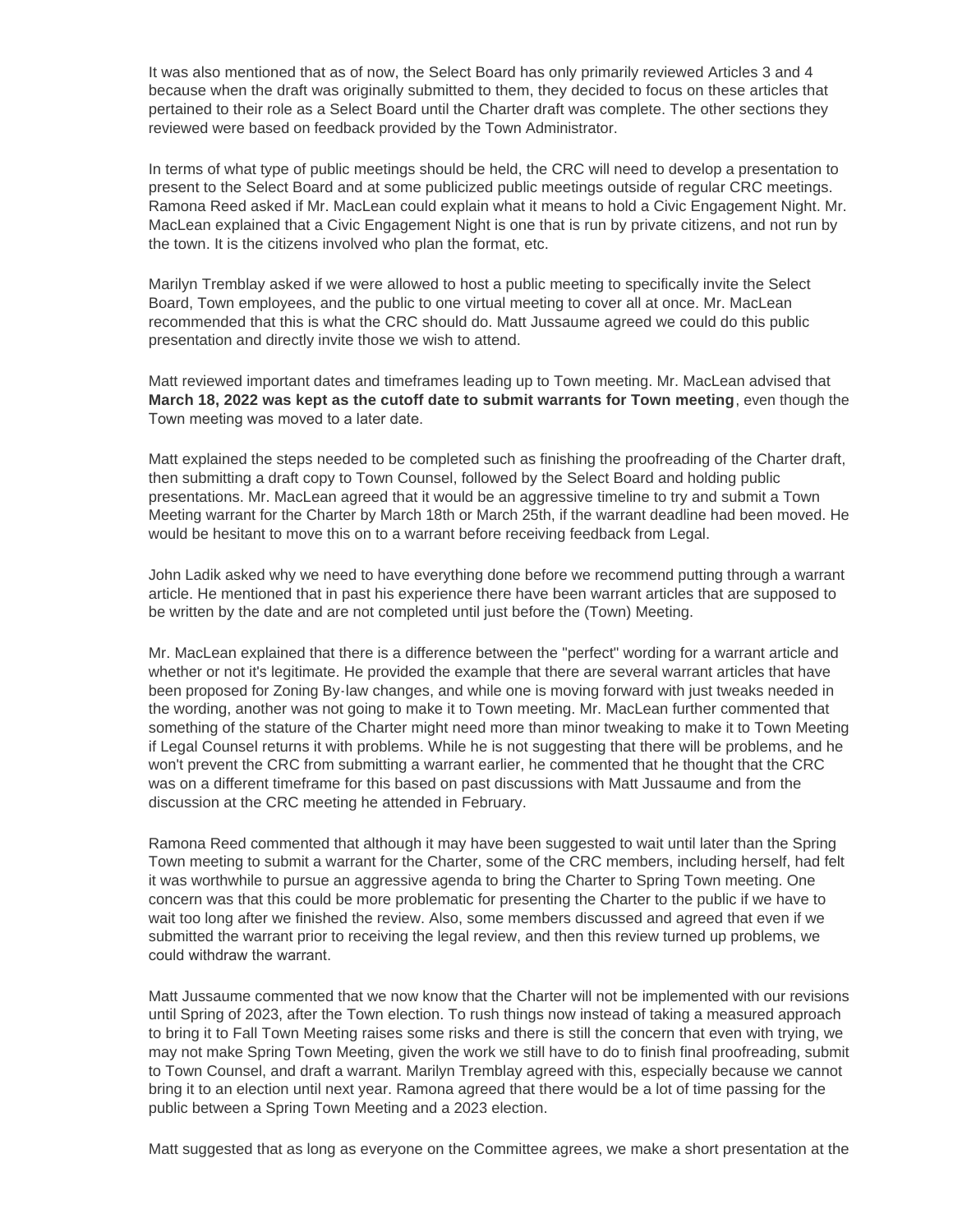It was also mentioned that as of now, the Select Board has only primarily reviewed Articles 3 and 4 because when the draft was originally submitted to them, they decided to focus on these articles that pertained to their role as a Select Board until the Charter draft was complete. The other sections they reviewed were based on feedback provided by the Town Administrator.

In terms of what type of public meetings should be held, the CRC will need to develop a presentation to present to the Select Board and at some publicized public meetings outside of regular CRC meetings. Ramona Reed asked if Mr. MacLean could explain what it means to hold a Civic Engagement Night. Mr. MacLean explained that a Civic Engagement Night is one that is run by private citizens, and not run by the town. It is the citizens involved who plan the format, etc.

Marilyn Tremblay asked if we were allowed to host a public meeting to specifically invite the Select Board, Town employees, and the public to one virtual meeting to cover all at once. Mr. MacLean recommended that this is what the CRC should do. Matt Jussaume agreed we could do this public presentation and directly invite those we wish to attend.

Matt reviewed important dates and timeframes leading up to Town meeting. Mr. MacLean advised that **March 18, 2022 was kept as the cutoff date to submit warrants for Town meeting**, even though the Town meeting was moved to a later date.

Matt explained the steps needed to be completed such as finishing the proofreading of the Charter draft, then submitting a draft copy to Town Counsel, followed by the Select Board and holding public presentations. Mr. MacLean agreed that it would be an aggressive timeline to try and submit a Town Meeting warrant for the Charter by March 18th or March 25th, if the warrant deadline had been moved. He would be hesitant to move this on to a warrant before receiving feedback from Legal.

John Ladik asked why we need to have everything done before we recommend putting through a warrant article. He mentioned that in past his experience there have been warrant articles that are supposed to be written by the date and are not completed until just before the (Town) Meeting.

Mr. MacLean explained that there is a difference between the "perfect" wording for a warrant article and whether or not it's legitimate. He provided the example that there are several warrant articles that have been proposed for Zoning By-law changes, and while one is moving forward with just tweaks needed in the wording, another was not going to make it to Town meeting. Mr. MacLean further commented that something of the stature of the Charter might need more than minor tweaking to make it to Town Meeting if Legal Counsel returns it with problems. While he is not suggesting that there will be problems, and he won't prevent the CRC from submitting a warrant earlier, he commented that he thought that the CRC was on a different timeframe for this based on past discussions with Matt Jussaume and from the discussion at the CRC meeting he attended in February.

Ramona Reed commented that although it may have been suggested to wait until later than the Spring Town meeting to submit a warrant for the Charter, some of the CRC members, including herself, had felt it was worthwhile to pursue an aggressive agenda to bring the Charter to Spring Town meeting. One concern was that this could be more problematic for presenting the Charter to the public if we have to wait too long after we finished the review. Also, some members discussed and agreed that even if we submitted the warrant prior to receiving the legal review, and then this review turned up problems, we could withdraw the warrant.

Matt Jussaume commented that we now know that the Charter will not be implemented with our revisions until Spring of 2023, after the Town election. To rush things now instead of taking a measured approach to bring it to Fall Town Meeting raises some risks and there is still the concern that even with trying, we may not make Spring Town Meeting, given the work we still have to do to finish final proofreading, submit to Town Counsel, and draft a warrant. Marilyn Tremblay agreed with this, especially because we cannot bring it to an election until next year. Ramona agreed that there would be a lot of time passing for the public between a Spring Town Meeting and a 2023 election.

Matt suggested that as long as everyone on the Committee agrees, we make a short presentation at the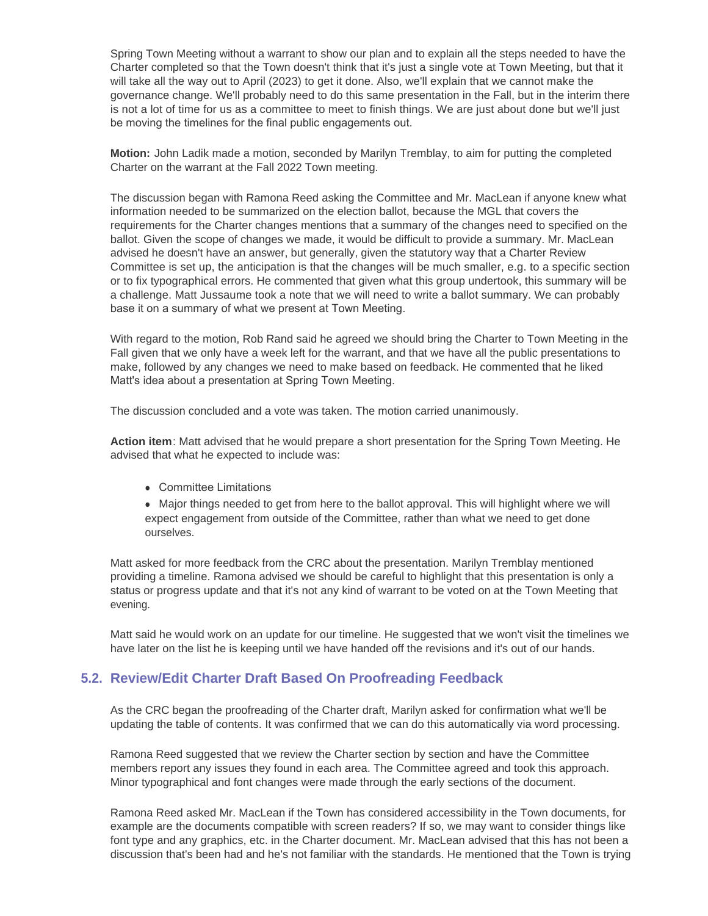Spring Town Meeting without a warrant to show our plan and to explain all the steps needed to have the Charter completed so that the Town doesn't think that it's just a single vote at Town Meeting, but that it will take all the way out to April (2023) to get it done. Also, we'll explain that we cannot make the governance change. We'll probably need to do this same presentation in the Fall, but in the interim there is not a lot of time for us as a committee to meet to finish things. We are just about done but we'll just be moving the timelines for the final public engagements out.

**Motion:** John Ladik made a motion, seconded by Marilyn Tremblay, to aim for putting the completed Charter on the warrant at the Fall 2022 Town meeting.

The discussion began with Ramona Reed asking the Committee and Mr. MacLean if anyone knew what information needed to be summarized on the election ballot, because the MGL that covers the requirements for the Charter changes mentions that a summary of the changes need to specified on the ballot. Given the scope of changes we made, it would be difficult to provide a summary. Mr. MacLean advised he doesn't have an answer, but generally, given the statutory way that a Charter Review Committee is set up, the anticipation is that the changes will be much smaller, e.g. to a specific section or to fix typographical errors. He commented that given what this group undertook, this summary will be a challenge. Matt Jussaume took a note that we will need to write a ballot summary. We can probably base it on a summary of what we present at Town Meeting.

With regard to the motion, Rob Rand said he agreed we should bring the Charter to Town Meeting in the Fall given that we only have a week left for the warrant, and that we have all the public presentations to make, followed by any changes we need to make based on feedback. He commented that he liked Matt's idea about a presentation at Spring Town Meeting.

The discussion concluded and a vote was taken. The motion carried unanimously.

**Action item**: Matt advised that he would prepare a short presentation for the Spring Town Meeting. He advised that what he expected to include was:

- Committee Limitations
- Major things needed to get from here to the ballot approval. This will highlight where we will expect engagement from outside of the Committee, rather than what we need to get done ourselves.

Matt asked for more feedback from the CRC about the presentation. Marilyn Tremblay mentioned providing a timeline. Ramona advised we should be careful to highlight that this presentation is only a status or progress update and that it's not any kind of warrant to be voted on at the Town Meeting that evening.

Matt said he would work on an update for our timeline. He suggested that we won't visit the timelines we have later on the list he is keeping until we have handed off the revisions and it's out of our hands.

## 5.2. Review/Edit Charter Draft Based On Proofreading Feedback

As the CRC began the proofreading of the Charter draft, Marilyn asked for confirmation what we'll be updating the table of contents. It was confirmed that we can do this automatically via word processing.

Ramona Reed suggested that we review the Charter section by section and have the Committee members report any issues they found in each area. The Committee agreed and took this approach. Minor typographical and font changes were made through the early sections of the document.

Ramona Reed asked Mr. MacLean if the Town has considered accessibility in the Town documents, for example are the documents compatible with screen readers? If so, we may want to consider things like font type and any graphics, etc. in the Charter document. Mr. MacLean advised that this has not been a discussion that's been had and he's not familiar with the standards. He mentioned that the Town is trying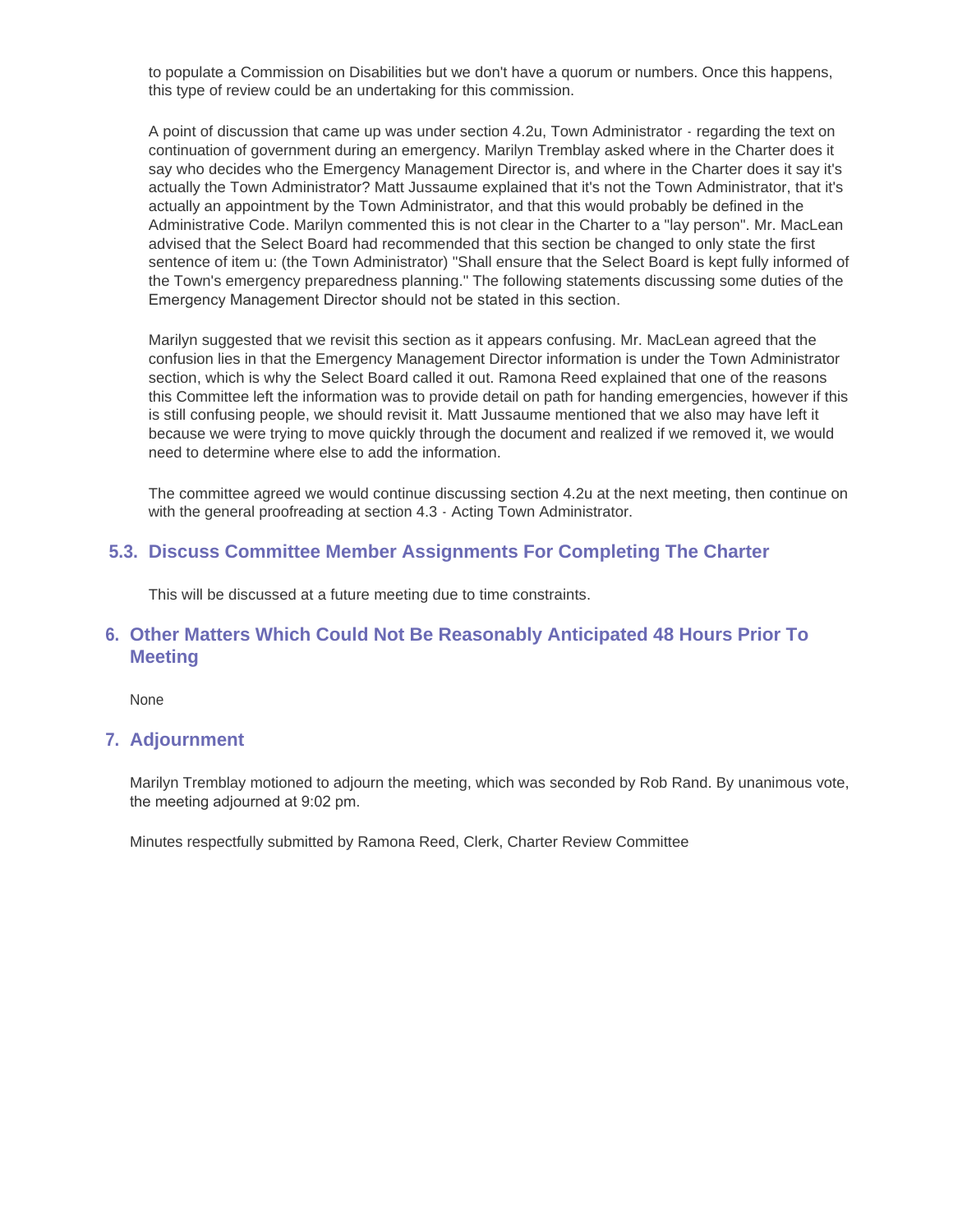to populate a Commission on Disabilities but we don't have a quorum or numbers. Once this happens, this type of review could be an undertaking for this commission.

A point of discussion that came up was under section 4.2u, Town Administrator - regarding the text on continuation of government during an emergency. Marilyn Tremblay asked where in the Charter does it say who decides who the Emergency Management Director is, and where in the Charter does it say it's actually the Town Administrator? Matt Jussaume explained that it's not the Town Administrator, that it's actually an appointment by the Town Administrator, and that this would probably be defined in the Administrative Code. Marilyn commented this is not clear in the Charter to a "lay person". Mr. MacLean advised that the Select Board had recommended that this section be changed to only state the first sentence of item u: (the Town Administrator) "Shall ensure that the Select Board is kept fully informed of the Town's emergency preparedness planning." The following statements discussing some duties of the Emergency Management Director should not be stated in this section.

Marilyn suggested that we revisit this section as it appears confusing. Mr. MacLean agreed that the confusion lies in that the Emergency Management Director information is under the Town Administrator section, which is why the Select Board called it out. Ramona Reed explained that one of the reasons this Committee left the information was to provide detail on path for handing emergencies, however if this is still confusing people, we should revisit it. Matt Jussaume mentioned that we also may have left it because we were trying to move quickly through the document and realized if we removed it, we would need to determine where else to add the information.

The committee agreed we would continue discussing section 4.2u at the next meeting, then continue on with the general proofreading at section 4.3 - Acting Town Administrator.

### 5.3. Discuss Committee Member Assignments For Completing The Charter

This will be discussed at a future meeting due to time constraints.

## 6. Other Matters Which Could Not Be Reasonably Anticipated 48 Hours Prior To Meeting

None

## 7. Adjournment

Marilyn Tremblay motioned to adjourn the meeting, which was seconded by Rob Rand. By unanimous vote, the meeting adjourned at 9:02 pm.

Minutes respectfully submitted by Ramona Reed, Clerk, Charter Review Committee